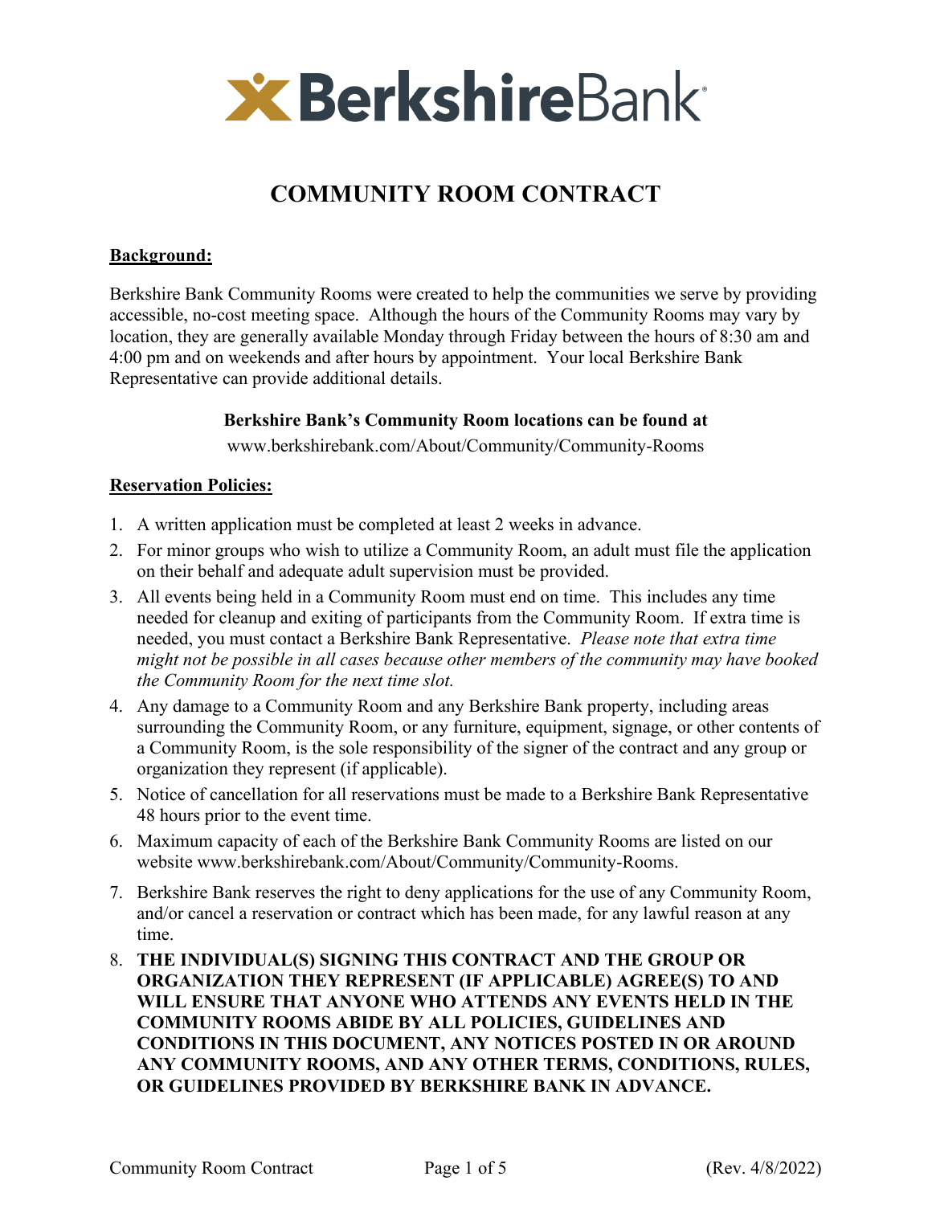# BerkshireBank

## COMMUNITY ROOM CONTRACT

**Background:**

Berkshire Bank Community Rooms were created to help the communities we serve by providing accessible, no-cost meeting space. Although the hours of the Community Rooms may vary by location, they are generally available Monday through Friday between the hours of 8:30 am and 4:00 pm and on weekends and after hours by appointment. Your local Berkshire Bank Representative can provide additional details.

**Berkshire Bank's Community Room locations can be found at**

www.berkshirebank.com/About/Community/Community-Rooms

**Reservation Policies:**

1. A written application must be completed at least 2 weeks in advance.
2. For minor groups who wish to utilize a Community Room, an adult must file the application on their behalf and adequate adult supervision must be provided.
3. All events being held in a Community Room must end on time. This includes any time needed for cleanup and exiting of participants from the Community Room. If extra time is needed, you must contact a Berkshire Bank Representative. *Please note that extra time might not be possible in all cases because other members of the community may have booked the Community Room for the next time slot.*
4. Any damage to a Community Room and any Berkshire Bank property, including areas surrounding the Community Room, or any furniture, equipment, signage, or other contents of a Community Room, is the sole responsibility of the signer of the contract and any group or organization they represent (if applicable).
5. Notice of cancellation for all reservations must be made to a Berkshire Bank Representative 48 hours prior to the event time.
6. Maximum capacity of each of the Berkshire Bank Community Rooms are listed on our website www.berkshirebank.com/About/Community/Community-Rooms.
7. Berkshire Bank reserves the right to deny applications for the use of any Community Room, and/or cancel a reservation or contract which has been made, for any lawful reason at any time.
8. **THE INDIVIDUAL(S) SIGNING THIS CONTRACT AND THE GROUP OR ORGANIZATION THEY REPRESENT (IF APPLICABLE) AGREE(S) TO AND WILL ENSURE THAT ANYONE WHO ATTENDS ANY EVENTS HELD IN THE COMMUNITY ROOMS ABIDE BY ALL POLICIES, GUIDELINES AND CONDITIONS IN THIS DOCUMENT, ANY NOTICES POSTED IN OR AROUND ANY COMMUNITY ROOMS, AND ANY OTHER TERMS, CONDITIONS, RULES, OR GUIDELINES PROVIDED BY BERKSHIRE BANK IN ADVANCE.**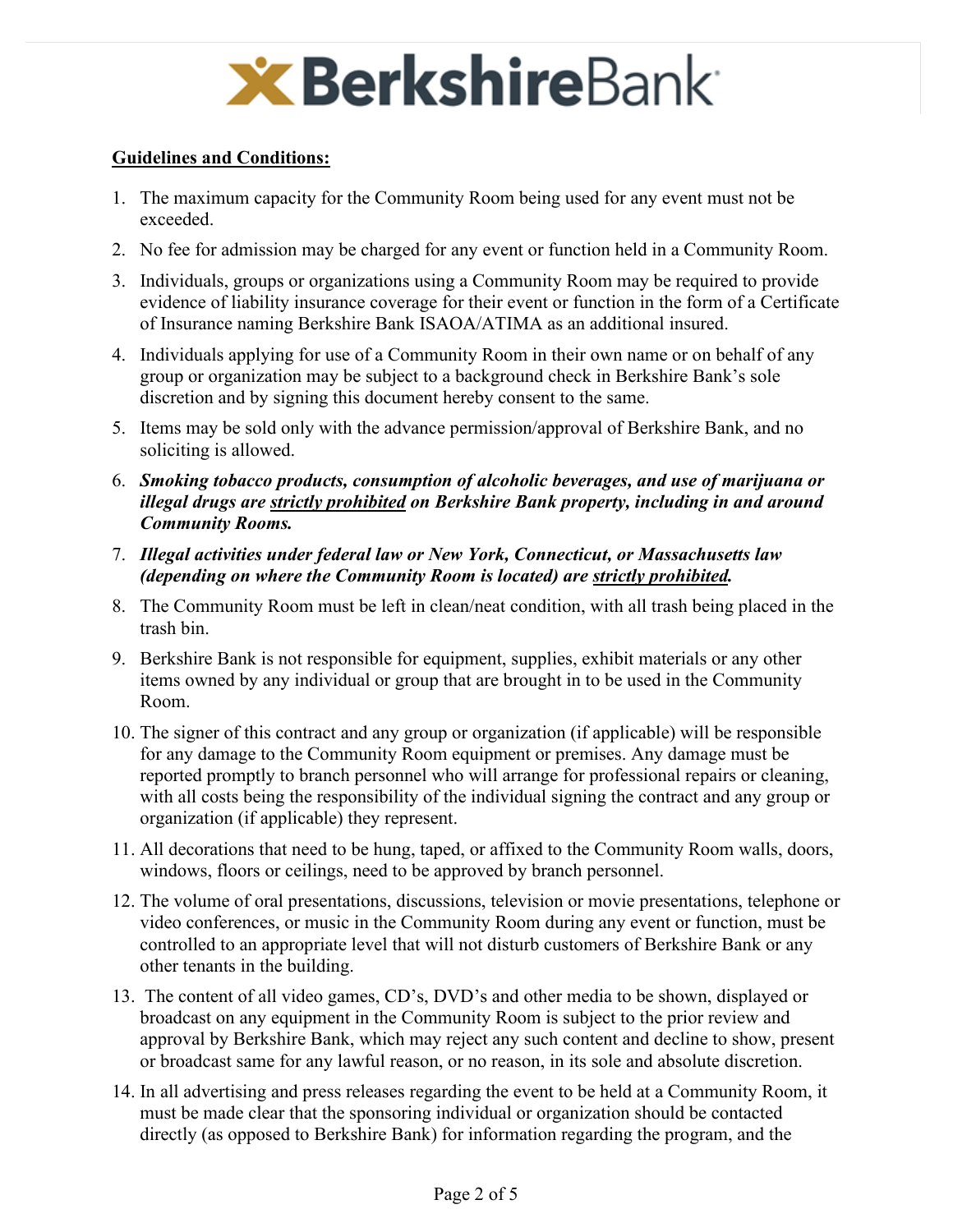**Guidelines and Conditions:**

1. The maximum capacity for the Community Room being used for any event must not be exceeded.
2. No fee for admission may be charged for any event or function held in a Community Room.
3. Individuals, groups or organizations using a Community Room may be required to provide evidence of liability insurance coverage for their event or function in the form of a Certificate of Insurance naming Berkshire Bank ISAOA/ATIMA as an additional insured.
4. Individuals applying for use of a Community Room in their own name or on behalf of any group or organization may be subject to a background check in Berkshire Bank's sole discretion and by signing this document hereby consent to the same.
5. Items may be sold only with the advance permission/approval of Berkshire Bank, and no soliciting is allowed.
6. ***Smoking tobacco products, consumption of alcoholic beverages, and use of marijuana or illegal drugs are <u>strictly prohibited</u> on Berkshire Bank property, including in and around Community Rooms.***
7. ***Illegal activities under federal law or New York, Connecticut, or Massachusetts law (depending on where the Community Room is located) are <u>strictly prohibited</u>.***
8. The Community Room must be left in clean/neat condition, with all trash being placed in the trash bin.
9. Berkshire Bank is not responsible for equipment, supplies, exhibit materials or any other items owned by any individual or group that are brought in to be used in the Community Room.
10. The signer of this contract and any group or organization (if applicable) will be responsible for any damage to the Community Room equipment or premises. Any damage must be reported promptly to branch personnel who will arrange for professional repairs or cleaning, with all costs being the responsibility of the individual signing the contract and any group or organization (if applicable) they represent.
11. All decorations that need to be hung, taped, or affixed to the Community Room walls, doors, windows, floors or ceilings, need to be approved by branch personnel.
12. The volume of oral presentations, discussions, television or movie presentations, telephone or video conferences, or music in the Community Room during any event or function, must be controlled to an appropriate level that will not disturb customers of Berkshire Bank or any other tenants in the building.
13. The content of all video games, CD's, DVD's and other media to be shown, displayed or broadcast on any equipment in the Community Room is subject to the prior review and approval by Berkshire Bank, which may reject any such content and decline to show, present or broadcast same for any lawful reason, or no reason, in its sole and absolute discretion.
14. In all advertising and press releases regarding the event to be held at a Community Room, it must be made clear that the sponsoring individual or organization should be contacted directly (as opposed to Berkshire Bank) for information regarding the program, and the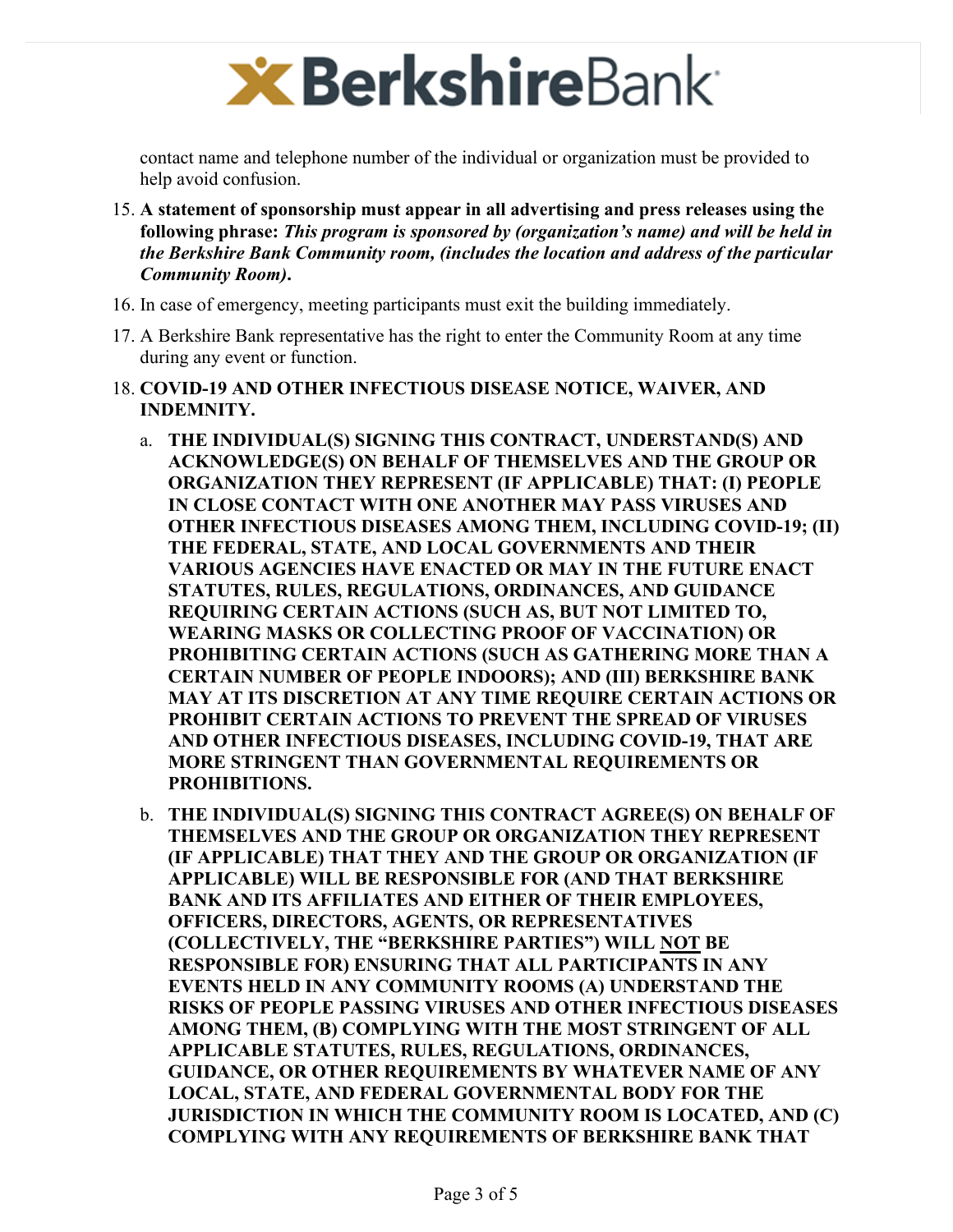contact name and telephone number of the individual or organization must be provided to help avoid confusion.

15. **A statement of sponsorship must appear in all advertising and press releases using the following phrase:** ***This program is sponsored by (organization's name) and will be held in the Berkshire Bank Community room, (includes the location and address of the particular Community Room).***
16. In case of emergency, meeting participants must exit the building immediately.
17. A Berkshire Bank representative has the right to enter the Community Room at any time during any event or function.
18. **COVID-19 AND OTHER INFECTIOUS DISEASE NOTICE, WAIVER, AND INDEMNITY.**
    a. **THE INDIVIDUAL(S) SIGNING THIS CONTRACT, UNDERSTAND(S) AND ACKNOWLEDGE(S) ON BEHALF OF THEMSELVES AND THE GROUP OR ORGANIZATION THEY REPRESENT (IF APPLICABLE) THAT: (I) PEOPLE IN CLOSE CONTACT WITH ONE ANOTHER MAY PASS VIRUSES AND OTHER INFECTIOUS DISEASES AMONG THEM, INCLUDING COVID-19; (II) THE FEDERAL, STATE, AND LOCAL GOVERNMENTS AND THEIR VARIOUS AGENCIES HAVE ENACTED OR MAY IN THE FUTURE ENACT STATUTES, RULES, REGULATIONS, ORDINANCES, AND GUIDANCE REQUIRING CERTAIN ACTIONS (SUCH AS, BUT NOT LIMITED TO, WEARING MASKS OR COLLECTING PROOF OF VACCINATION) OR PROHIBITING CERTAIN ACTIONS (SUCH AS GATHERING MORE THAN A CERTAIN NUMBER OF PEOPLE INDOORS); AND (III) BERKSHIRE BANK MAY AT ITS DISCRETION AT ANY TIME REQUIRE CERTAIN ACTIONS OR PROHIBIT CERTAIN ACTIONS TO PREVENT THE SPREAD OF VIRUSES AND OTHER INFECTIOUS DISEASES, INCLUDING COVID-19, THAT ARE MORE STRINGENT THAN GOVERNMENTAL REQUIREMENTS OR PROHIBITIONS.**

    b. **THE INDIVIDUAL(S) SIGNING THIS CONTRACT AGREE(S) ON BEHALF OF THEMSELVES AND THE GROUP OR ORGANIZATION THEY REPRESENT (IF APPLICABLE) THAT THEY AND THE GROUP OR ORGANIZATION (IF APPLICABLE) WILL BE RESPONSIBLE FOR (AND THAT BERKSHIRE BANK AND ITS AFFILIATES AND EITHER OF THEIR EMPLOYEES, OFFICERS, DIRECTORS, AGENTS, OR REPRESENTATIVES (COLLECTIVELY, THE "BERKSHIRE PARTIES") WILL <u>NOT</u> BE RESPONSIBLE FOR) ENSURING THAT ALL PARTICIPANTS IN ANY EVENTS HELD IN ANY COMMUNITY ROOMS (A) UNDERSTAND THE RISKS OF PEOPLE PASSING VIRUSES AND OTHER INFECTIOUS DISEASES AMONG THEM, (B) COMPLYING WITH THE MOST STRINGENT OF ALL APPLICABLE STATUTES, RULES, REGULATIONS, ORDINANCES, GUIDANCE, OR OTHER REQUIREMENTS BY WHATEVER NAME OF ANY LOCAL, STATE, AND FEDERAL GOVERNMENTAL BODY FOR THE JURISDICTION IN WHICH THE COMMUNITY ROOM IS LOCATED, AND (C) COMPLYING WITH ANY REQUIREMENTS OF BERKSHIRE BANK THAT**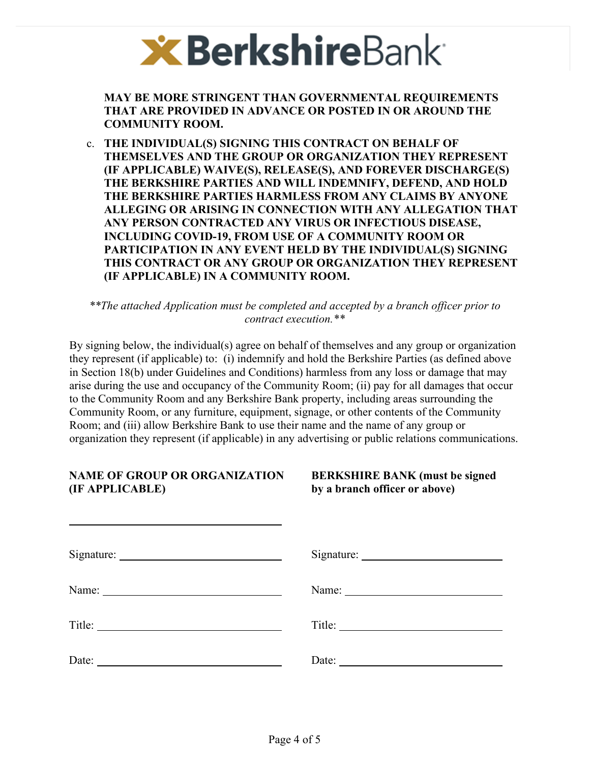**MAY BE MORE STRINGENT THAN GOVERNMENTAL REQUIREMENTS THAT ARE PROVIDED IN ADVANCE OR POSTED IN OR AROUND THE COMMUNITY ROOM.**

c. **THE INDIVIDUAL(S) SIGNING THIS CONTRACT ON BEHALF OF THEMSELVES AND THE GROUP OR ORGANIZATION THEY REPRESENT (IF APPLICABLE) WAIVE(S), RELEASE(S), AND FOREVER DISCHARGE(S) THE BERKSHIRE PARTIES AND WILL INDEMNIFY, DEFEND, AND HOLD THE BERKSHIRE PARTIES HARMLESS FROM ANY CLAIMS BY ANYONE ALLEGING OR ARISING IN CONNECTION WITH ANY ALLEGATION THAT ANY PERSON CONTRACTED ANY VIRUS OR INFECTIOUS DISEASE, INCLUDING COVID-19, FROM USE OF A COMMUNITY ROOM OR PARTICIPATION IN ANY EVENT HELD BY THE INDIVIDUAL(S) SIGNING THIS CONTRACT OR ANY GROUP OR ORGANIZATION THEY REPRESENT (IF APPLICABLE) IN A COMMUNITY ROOM.**

*\*\*The attached Application must be completed and accepted by a branch officer prior to contract execution.\*\**

By signing below, the individual(s) agree on behalf of themselves and any group or organization they represent (if applicable) to: (i) indemnify and hold the Berkshire Parties (as defined above in Section 18(b) under Guidelines and Conditions) harmless from any loss or damage that may arise during the use and occupancy of the Community Room; (ii) pay for all damages that occur to the Community Room and any Berkshire Bank property, including areas surrounding the Community Room, or any furniture, equipment, signage, or other contents of the Community Room; and (iii) allow Berkshire Bank to use their name and the name of any group or organization they represent (if applicable) in any advertising or public relations communications.

| **NAME OF GROUP OR ORGANIZATION (IF APPLICABLE)** | **BERKSHIRE BANK (must be signed by a branch officer or above)** |
|---|---|
| ______________________________ | |
| Signature: ______________________ | Signature: ______________________ |
| Name: ______________________ | Name: ______________________ |
| Title: ______________________ | Title: ______________________ |
| Date: ______________________ | Date: ______________________ |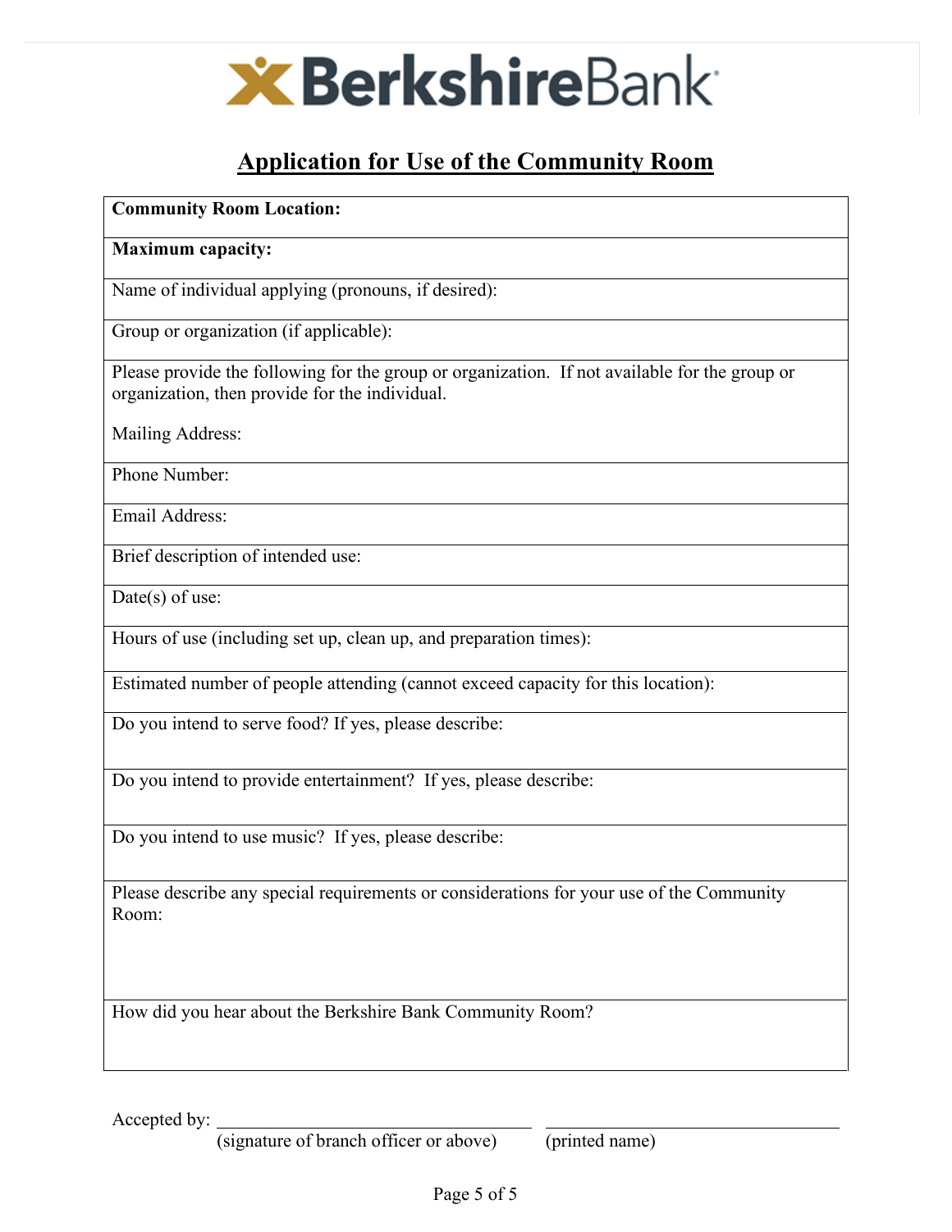BerkshireBank

# Application for Use of the Community Room

| |
|---|
| **Community Room Location:** |
| **Maximum capacity:** |
| Name of individual applying (pronouns, if desired): |
| Group or organization (if applicable): |
| Please provide the following for the group or organization. If not available for the group or organization, then provide for the individual.<br><br>Mailing Address: |
| Phone Number: |
| Email Address: |
| Brief description of intended use: |
| Date(s) of use: |
| Hours of use (including set up, clean up, and preparation times): |
| Estimated number of people attending (cannot exceed capacity for this location): |
| Do you intend to serve food? If yes, please describe: |
| Do you intend to provide entertainment? If yes, please describe: |
| Do you intend to use music? If yes, please describe: |
| Please describe any special requirements or considerations for your use of the Community Room: |
| How did you hear about the Berkshire Bank Community Room? |

Accepted by: ______________________________ ______________________________

(signature of branch officer or above) (printed name)